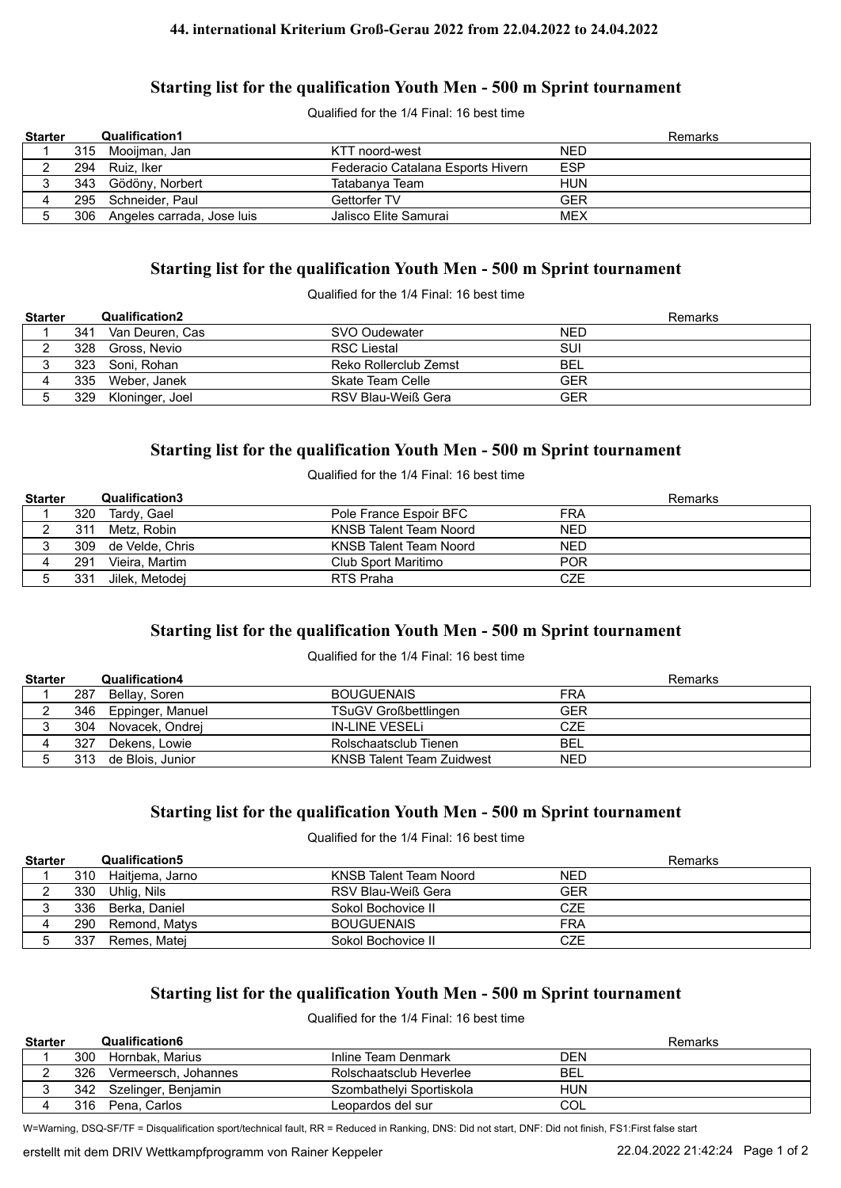**44. international Kriterium Groß-Gerau 2022 from 22.04.2022 to 24.04.2022**

## Starting list for the qualification Youth Men - 500 m Sprint tournament

Qualified for the 1/4 Final: 16 best time

| Starter | | Qualification1 | | | Remarks |
|---|---|---|---|---|---|
| 1 | 315 | Mooijman, Jan | KTT noord-west | NED | |
| 2 | 294 | Ruiz, Iker | Federacio Catalana Esports Hivern | ESP | |
| 3 | 343 | Gödöny, Norbert | Tatabanya Team | HUN | |
| 4 | 295 | Schneider, Paul | Gettorfer TV | GER | |
| 5 | 306 | Angeles carrada, Jose luis | Jalisco Elite Samurai | MEX | |

## Starting list for the qualification Youth Men - 500 m Sprint tournament

Qualified for the 1/4 Final: 16 best time

| Starter | | Qualification2 | | | Remarks |
|---|---|---|---|---|---|
| 1 | 341 | Van Deuren, Cas | SVO Oudewater | NED | |
| 2 | 328 | Gross, Nevio | RSC Liestal | SUI | |
| 3 | 323 | Soni, Rohan | Reko Rollerclub Zemst | BEL | |
| 4 | 335 | Weber, Janek | Skate Team Celle | GER | |
| 5 | 329 | Kloninger, Joel | RSV Blau-Weiß Gera | GER | |

## Starting list for the qualification Youth Men - 500 m Sprint tournament

Qualified for the 1/4 Final: 16 best time

| Starter | | Qualification3 | | | Remarks |
|---|---|---|---|---|---|
| 1 | 320 | Tardy, Gael | Pole France Espoir BFC | FRA | |
| 2 | 311 | Metz, Robin | KNSB Talent Team Noord | NED | |
| 3 | 309 | de Velde, Chris | KNSB Talent Team Noord | NED | |
| 4 | 291 | Vieira, Martim | Club Sport Maritimo | POR | |
| 5 | 331 | Jilek, Metodej | RTS Praha | CZE | |

## Starting list for the qualification Youth Men - 500 m Sprint tournament

Qualified for the 1/4 Final: 16 best time

| Starter | | Qualification4 | | | Remarks |
|---|---|---|---|---|---|
| 1 | 287 | Bellay, Soren | BOUGUENAIS | FRA | |
| 2 | 346 | Eppinger, Manuel | TSuGV Großbettlingen | GER | |
| 3 | 304 | Novacek, Ondrej | IN-LINE VESELi | CZE | |
| 4 | 327 | Dekens, Lowie | Rolschaatsclub Tienen | BEL | |
| 5 | 313 | de Blois, Junior | KNSB Talent Team Zuidwest | NED | |

## Starting list for the qualification Youth Men - 500 m Sprint tournament

Qualified for the 1/4 Final: 16 best time

| Starter | | Qualification5 | | | Remarks |
|---|---|---|---|---|---|
| 1 | 310 | Haitjema, Jarno | KNSB Talent Team Noord | NED | |
| 2 | 330 | Uhlig, Nils | RSV Blau-Weiß Gera | GER | |
| 3 | 336 | Berka, Daniel | Sokol Bochovice II | CZE | |
| 4 | 290 | Remond, Matys | BOUGUENAIS | FRA | |
| 5 | 337 | Remes, Matej | Sokol Bochovice II | CZE | |

## Starting list for the qualification Youth Men - 500 m Sprint tournament

Qualified for the 1/4 Final: 16 best time

| Starter | | Qualification6 | | | Remarks |
|---|---|---|---|---|---|
| 1 | 300 | Hornbak, Marius | Inline Team Denmark | DEN | |
| 2 | 326 | Vermeersch, Johannes | Rolschaatsclub Heverlee | BEL | |
| 3 | 342 | Szelinger, Benjamin | Szombathelyi Sportiskola | HUN | |
| 4 | 316 | Pena, Carlos | Leopardos del sur | COL | |

W=Warning, DSQ-SF/TF = Disqualification sport/technical fault, RR = Reduced in Ranking, DNS: Did not start, DNF: Did not finish, FS1:First false start

erstellt mit dem DRIV Wettkampfprogramm von Rainer Keppeler 22.04.2022 21:42:24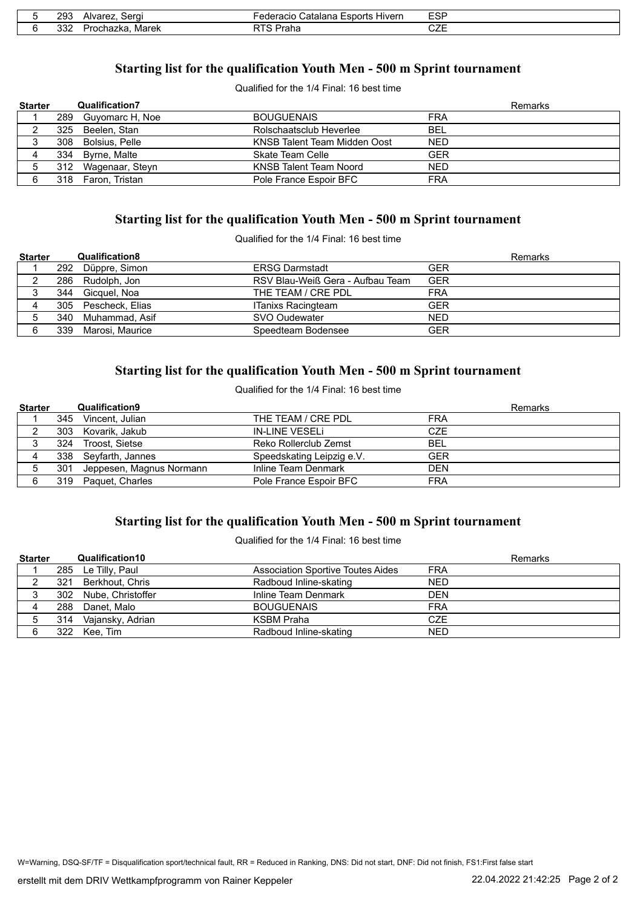| | | | | | |
|---|---|---|---|---|---|
| 5 | 293 | Alvarez, Sergi | Federacio Catalana Esports Hivern | ESP | |
| 6 | 332 | Prochazka, Marek | RTS Praha | CZE | |

## Starting list for the qualification Youth Men - 500 m Sprint tournament

Qualified for the 1/4 Final: 16 best time

| Starter | | Qualification7 | | | Remarks |
|---|---|---|---|---|---|
| 1 | 289 | Guyomarc H, Noe | BOUGUENAIS | FRA | |
| 2 | 325 | Beelen, Stan | Rolschaatsclub Heverlee | BEL | |
| 3 | 308 | Bolsius, Pelle | KNSB Talent Team Midden Oost | NED | |
| 4 | 334 | Byrne, Malte | Skate Team Celle | GER | |
| 5 | 312 | Wagenaar, Steyn | KNSB Talent Team Noord | NED | |
| 6 | 318 | Faron, Tristan | Pole France Espoir BFC | FRA | |

## Starting list for the qualification Youth Men - 500 m Sprint tournament

Qualified for the 1/4 Final: 16 best time

| Starter | | Qualification8 | | | Remarks |
|---|---|---|---|---|---|
| 1 | 292 | Düppre, Simon | ERSG Darmstadt | GER | |
| 2 | 286 | Rudolph, Jon | RSV Blau-Weiß Gera - Aufbau Team | GER | |
| 3 | 344 | Gicquel, Noa | THE TEAM / CRE PDL | FRA | |
| 4 | 305 | Pescheck, Elias | ITanixs Racingteam | GER | |
| 5 | 340 | Muhammad, Asif | SVO Oudewater | NED | |
| 6 | 339 | Marosi, Maurice | Speedteam Bodensee | GER | |

## Starting list for the qualification Youth Men - 500 m Sprint tournament

Qualified for the 1/4 Final: 16 best time

| Starter | | Qualification9 | | | Remarks |
|---|---|---|---|---|---|
| 1 | 345 | Vincent, Julian | THE TEAM / CRE PDL | FRA | |
| 2 | 303 | Kovarik, Jakub | IN-LINE VESELi | CZE | |
| 3 | 324 | Troost, Sietse | Reko Rollerclub Zemst | BEL | |
| 4 | 338 | Seyfarth, Jannes | Speedskating Leipzig e.V. | GER | |
| 5 | 301 | Jeppesen, Magnus Normann | Inline Team Denmark | DEN | |
| 6 | 319 | Paquet, Charles | Pole France Espoir BFC | FRA | |

## Starting list for the qualification Youth Men - 500 m Sprint tournament

Qualified for the 1/4 Final: 16 best time

| Starter | | Qualification10 | | | Remarks |
|---|---|---|---|---|---|
| 1 | 285 | Le Tilly, Paul | Association Sportive Toutes Aides | FRA | |
| 2 | 321 | Berkhout, Chris | Radboud Inline-skating | NED | |
| 3 | 302 | Nube, Christoffer | Inline Team Denmark | DEN | |
| 4 | 288 | Danet, Malo | BOUGUENAIS | FRA | |
| 5 | 314 | Vajansky, Adrian | KSBM Praha | CZE | |
| 6 | 322 | Kee, Tim | Radboud Inline-skating | NED | |

W=Warning, DSQ-SF/TF = Disqualification sport/technical fault, RR = Reduced in Ranking, DNS: Did not start, DNF: Did not finish, FS1:First false start

erstellt mit dem DRIV Wettkampfprogramm von Rainer Keppeler    22.04.2022 21:42:25